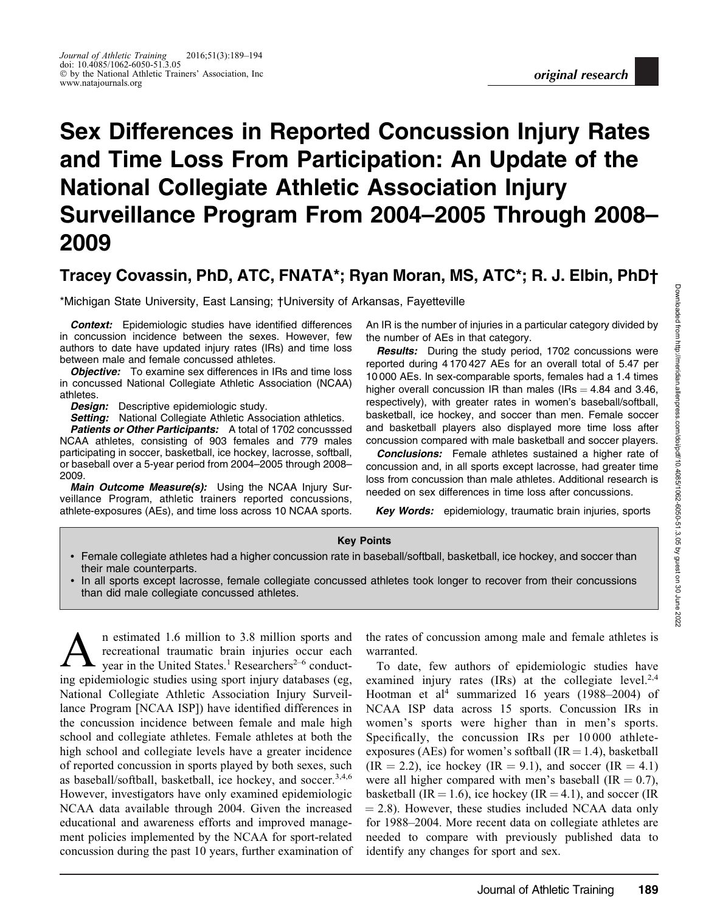original research

# Sex Differences in Reported Concussion Injury Rates and Time Loss From Participation: An Update of the National Collegiate Athletic Association Injury Surveillance Program From 2004–2005 Through 2008–2009

**Tracey Covassin, PhD, ATC, FNATA\*; Ryan Moran, MS, ATC\*; R. J. Elbin, PhD†**

\*Michigan State University, East Lansing; †University of Arkansas, Fayetteville

***Context:*** Epidemiologic studies have identified differences in concussion incidence between the sexes. However, few authors to date have updated injury rates (IRs) and time loss between male and female concussed athletes.

***Objective:*** To examine sex differences in IRs and time loss in concussed National Collegiate Athletic Association (NCAA) athletes.

***Design:*** Descriptive epidemiologic study.

***Setting:*** National Collegiate Athletic Association athletics.

***Patients or Other Participants:*** A total of 1702 concussed NCAA athletes, consisting of 903 females and 779 males participating in soccer, basketball, ice hockey, lacrosse, softball, or baseball over a 5-year period from 2004–2005 through 2008–2009.

***Main Outcome Measure(s):*** Using the NCAA Injury Surveillance Program, athletic trainers reported concussions, athlete-exposures (AEs), and time loss across 10 NCAA sports. An IR is the number of injuries in a particular category divided by the number of AEs in that category.

***Results:*** During the study period, 1702 concussions were reported during 4 170 427 AEs for an overall total of 5.47 per 10 000 AEs. In sex-comparable sports, females had a 1.4 times higher overall concussion IR than males (IRs = 4.84 and 3.46, respectively), with greater rates in women's baseball/softball, basketball, ice hockey, and soccer than men. Female soccer and basketball players also displayed more time loss after concussion compared with male basketball and soccer players.

***Conclusions:*** Female athletes sustained a higher rate of concussion and, in all sports except lacrosse, had greater time loss from concussion than male athletes. Additional research is needed on sex differences in time loss after concussions.

***Key Words:*** epidemiology, traumatic brain injuries, sports

**Key Points**

- Female collegiate athletes had a higher concussion rate in baseball/softball, basketball, ice hockey, and soccer than their male counterparts.
- In all sports except lacrosse, female collegiate concussed athletes took longer to recover from their concussions than did male collegiate concussed athletes.

An estimated 1.6 million to 3.8 million sports and recreational traumatic brain injuries occur each year in the United States.[1] Researchers[2–6] conducting epidemiologic studies using sport injury databases (eg, National Collegiate Athletic Association Injury Surveillance Program [NCAA ISP]) have identified differences in the concussion incidence between female and male high school and collegiate athletes. Female athletes at both the high school and collegiate levels have a greater incidence of reported concussion in sports played by both sexes, such as baseball/softball, basketball, ice hockey, and soccer.[3,4,6] However, investigators have only examined epidemiologic NCAA data available through 2004. Given the increased educational and awareness efforts and improved management policies implemented by the NCAA for sport-related concussion during the past 10 years, further examination of the rates of concussion among male and female athletes is warranted.

To date, few authors of epidemiologic studies have examined injury rates (IRs) at the collegiate level.[2,4] Hootman et al[4] summarized 16 years (1988–2004) of NCAA ISP data across 15 sports. Concussion IRs in women's sports were higher than in men's sports. Specifically, the concussion IRs per 10 000 athlete-exposures (AEs) for women's softball (IR = 1.4), basketball (IR = 2.2), ice hockey (IR = 9.1), and soccer (IR = 4.1) were all higher compared with men's baseball (IR = 0.7), basketball (IR = 1.6), ice hockey (IR = 4.1), and soccer (IR = 2.8). However, these studies included NCAA data only for 1988–2004. More recent data on collegiate athletes are needed to compare with previously published data to identify any changes for sport and sex.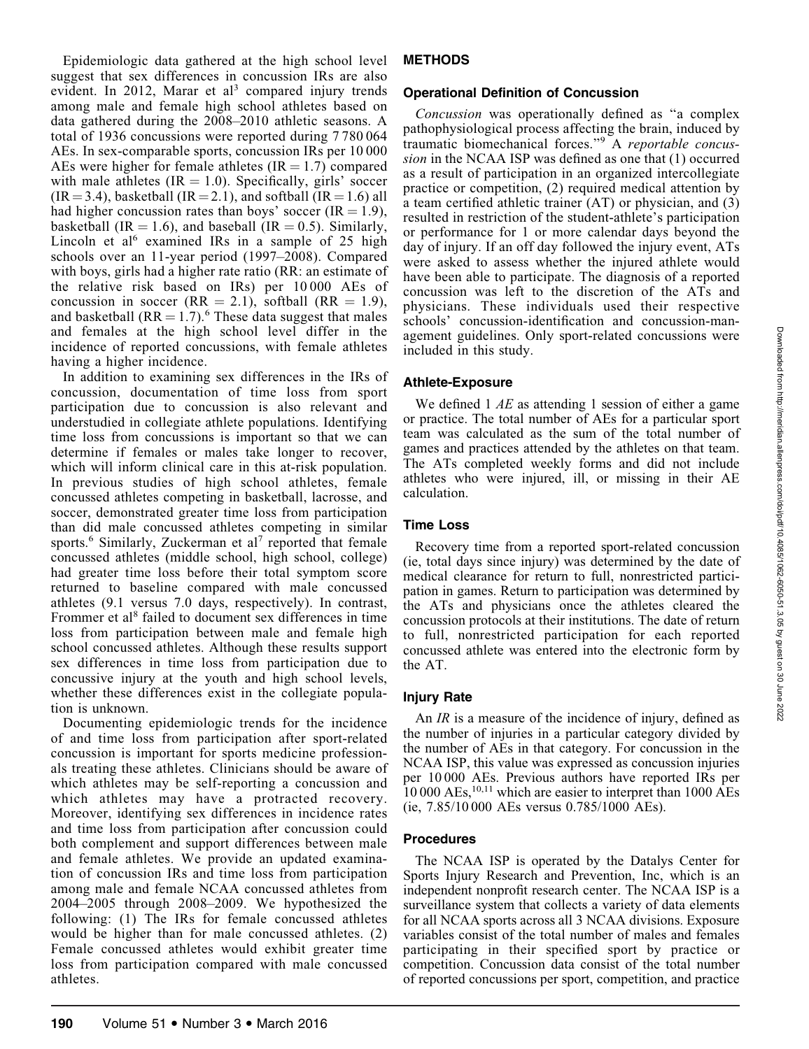Epidemiologic data gathered at the high school level suggest that sex differences in concussion IRs are also evident. In 2012, Marar et al[3] compared injury trends among male and female high school athletes based on data gathered during the 2008–2010 athletic seasons. A total of 1936 concussions were reported during 7 780 064 AEs. In sex-comparable sports, concussion IRs per 10 000 AEs were higher for female athletes (IR = 1.7) compared with male athletes (IR = 1.0). Specifically, girls' soccer (IR = 3.4), basketball (IR = 2.1), and softball (IR = 1.6) all had higher concussion rates than boys' soccer (IR = 1.9), basketball (IR = 1.6), and baseball (IR = 0.5). Similarly, Lincoln et al[6] examined IRs in a sample of 25 high schools over an 11-year period (1997–2008). Compared with boys, girls had a higher rate ratio (RR: an estimate of the relative risk based on IRs) per 10 000 AEs of concussion in soccer (RR = 2.1), softball (RR = 1.9), and basketball (RR = 1.7).[6] These data suggest that males and females at the high school level differ in the incidence of reported concussions, with female athletes having a higher incidence.

In addition to examining sex differences in the IRs of concussion, documentation of time loss from sport participation due to concussion is also relevant and understudied in collegiate athlete populations. Identifying time loss from concussions is important so that we can determine if females or males take longer to recover, which will inform clinical care in this at-risk population. In previous studies of high school athletes, female concussed athletes competing in basketball, lacrosse, and soccer, demonstrated greater time loss from participation than did male concussed athletes competing in similar sports.[6] Similarly, Zuckerman et al[7] reported that female concussed athletes (middle school, high school, college) had greater time loss before their total symptom score returned to baseline compared with male concussed athletes (9.1 versus 7.0 days, respectively). In contrast, Frommer et al[8] failed to document sex differences in time loss from participation between male and female high school concussed athletes. Although these results support sex differences in time loss from participation due to concussive injury at the youth and high school levels, whether these differences exist in the collegiate population is unknown.

Documenting epidemiologic trends for the incidence of and time loss from participation after sport-related concussion is important for sports medicine professionals treating these athletes. Clinicians should be aware of which athletes may be self-reporting a concussion and which athletes may have a protracted recovery. Moreover, identifying sex differences in incidence rates and time loss from participation after concussion could both complement and support differences between male and female athletes. We provide an updated examination of concussion IRs and time loss from participation among male and female NCAA concussed athletes from 2004–2005 through 2008–2009. We hypothesized the following: (1) The IRs for female concussed athletes would be higher than for male concussed athletes. (2) Female concussed athletes would exhibit greater time loss from participation compared with male concussed athletes.

## METHODS

### Operational Definition of Concussion

*Concussion* was operationally defined as "a complex pathophysiological process affecting the brain, induced by traumatic biomechanical forces."[9] A *reportable concussion* in the NCAA ISP was defined as one that (1) occurred as a result of participation in an organized intercollegiate practice or competition, (2) required medical attention by a team certified athletic trainer (AT) or physician, and (3) resulted in restriction of the student-athlete's participation or performance for 1 or more calendar days beyond the day of injury. If an off day followed the injury event, ATs were asked to assess whether the injured athlete would have been able to participate. The diagnosis of a reported concussion was left to the discretion of the ATs and physicians. These individuals used their respective schools' concussion-identification and concussion-management guidelines. Only sport-related concussions were included in this study.

### Athlete-Exposure

We defined 1 *AE* as attending 1 session of either a game or practice. The total number of AEs for a particular sport team was calculated as the sum of the total number of games and practices attended by the athletes on that team. The ATs completed weekly forms and did not include athletes who were injured, ill, or missing in their AE calculation.

### Time Loss

Recovery time from a reported sport-related concussion (ie, total days since injury) was determined by the date of medical clearance for return to full, nonrestricted participation in games. Return to participation was determined by the ATs and physicians once the athletes cleared the concussion protocols at their institutions. The date of return to full, nonrestricted participation for each reported concussed athlete was entered into the electronic form by the AT.

### Injury Rate

An *IR* is a measure of the incidence of injury, defined as the number of injuries in a particular category divided by the number of AEs in that category. For concussion in the NCAA ISP, this value was expressed as concussion injuries per 10 000 AEs. Previous authors have reported IRs per 10 000 AEs,[10,11] which are easier to interpret than 1000 AEs (ie, 7.85/10 000 AEs versus 0.785/1000 AEs).

### Procedures

The NCAA ISP is operated by the Datalys Center for Sports Injury Research and Prevention, Inc, which is an independent nonprofit research center. The NCAA ISP is a surveillance system that collects a variety of data elements for all NCAA sports across all 3 NCAA divisions. Exposure variables consist of the total number of males and females participating in their specified sport by practice or competition. Concussion data consist of the total number of reported concussions per sport, competition, and practice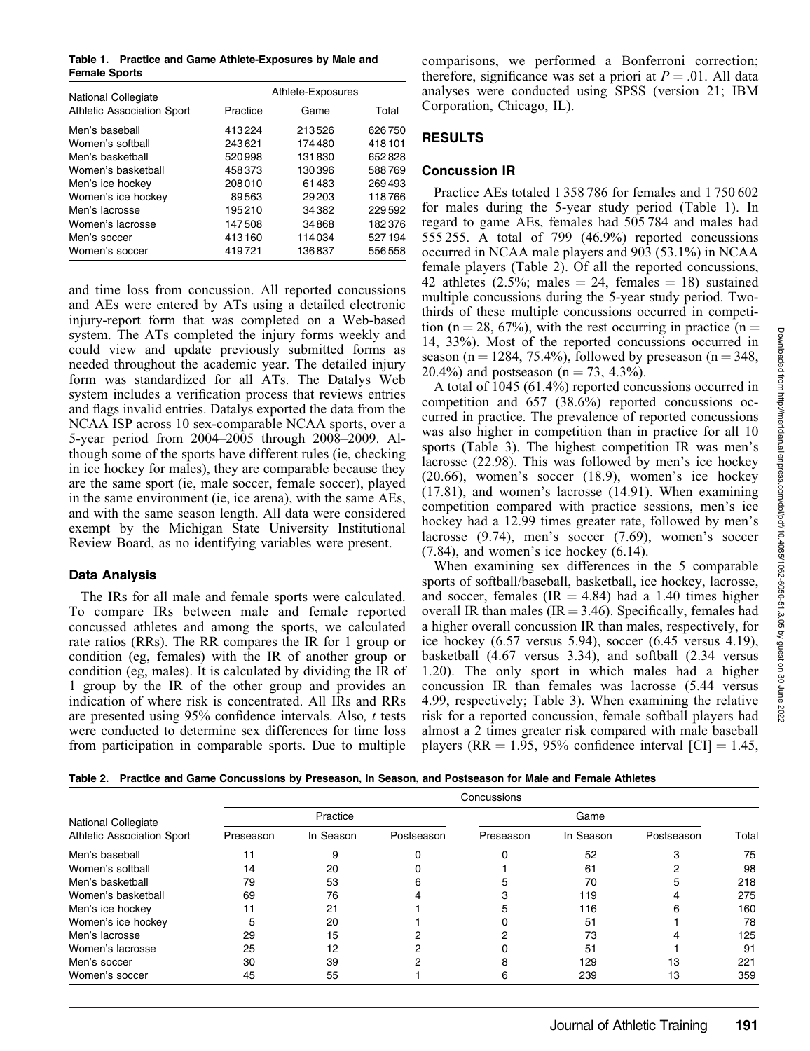**Table 1. Practice and Game Athlete-Exposures by Male and Female Sports**

| National Collegiate Athletic Association Sport | Athlete-Exposures | | |
|---|---|---|---|
| | Practice | Game | Total |
| Men's baseball | 413 224 | 213 526 | 626 750 |
| Women's softball | 243 621 | 174 480 | 418 101 |
| Men's basketball | 520 998 | 131 830 | 652 828 |
| Women's basketball | 458 373 | 130 396 | 588 769 |
| Men's ice hockey | 208 010 | 61 483 | 269 493 |
| Women's ice hockey | 89 563 | 29 203 | 118 766 |
| Men's lacrosse | 195 210 | 34 382 | 229 592 |
| Women's lacrosse | 147 508 | 34 868 | 182 376 |
| Men's soccer | 413 160 | 114 034 | 527 194 |
| Women's soccer | 419 721 | 136 837 | 556 558 |

and time loss from concussion. All reported concussions and AEs were entered by ATs using a detailed electronic injury-report form that was completed on a Web-based system. The ATs completed the injury forms weekly and could view and update previously submitted forms as needed throughout the academic year. The detailed injury form was standardized for all ATs. The Datalys Web system includes a verification process that reviews entries and flags invalid entries. Datalys exported the data from the NCAA ISP across 10 sex-comparable NCAA sports, over a 5-year period from 2004–2005 through 2008–2009. Although some of the sports have different rules (ie, checking in ice hockey for males), they are comparable because they are the same sport (ie, male soccer, female soccer), played in the same environment (ie, ice arena), with the same AEs, and with the same season length. All data were considered exempt by the Michigan State University Institutional Review Board, as no identifying variables were present.

## Data Analysis

The IRs for all male and female sports were calculated. To compare IRs between male and female reported concussed athletes and among the sports, we calculated rate ratios (RRs). The RR compares the IR for 1 group or condition (eg, females) with the IR of another group or condition (eg, males). It is calculated by dividing the IR of 1 group by the IR of the other group and provides an indication of where risk is concentrated. All IRs and RRs are presented using 95% confidence intervals. Also, *t* tests were conducted to determine sex differences for time loss from participation in comparable sports. Due to multiple comparisons, we performed a Bonferroni correction; therefore, significance was set a priori at $P = .01$. All data analyses were conducted using SPSS (version 21; IBM Corporation, Chicago, IL).

# RESULTS

## Concussion IR

Practice AEs totaled 1 358 786 for females and 1 750 602 for males during the 5-year study period (Table 1). In regard to game AEs, females had 505 784 and males had 555 255. A total of 799 (46.9%) reported concussions occurred in NCAA male players and 903 (53.1%) in NCAA female players (Table 2). Of all the reported concussions, 42 athletes (2.5%; males = 24, females = 18) sustained multiple concussions during the 5-year study period. Two-thirds of these multiple concussions occurred in competition (n = 28, 67%), with the rest occurring in practice (n = 14, 33%). Most of the reported concussions occurred in season (n = 1284, 75.4%), followed by preseason (n = 348, 20.4%) and postseason (n = 73, 4.3%).

A total of 1045 (61.4%) reported concussions occurred in competition and 657 (38.6%) reported concussions occurred in practice. The prevalence of reported concussions was also higher in competition than in practice for all 10 sports (Table 3). The highest competition IR was men's lacrosse (22.98). This was followed by men's ice hockey (20.66), women's soccer (18.9), women's ice hockey (17.81), and women's lacrosse (14.91). When examining competition compared with practice sessions, men's ice hockey had a 12.99 times greater rate, followed by men's lacrosse (9.74), men's soccer (7.69), women's soccer (7.84), and women's ice hockey (6.14).

When examining sex differences in the 5 comparable sports of softball/baseball, basketball, ice hockey, lacrosse, and soccer, females (IR = 4.84) had a 1.40 times higher overall IR than males (IR = 3.46). Specifically, females had a higher overall concussion IR than males, respectively, for ice hockey (6.57 versus 5.94), soccer (6.45 versus 4.19), basketball (4.67 versus 3.34), and softball (2.34 versus 1.20). The only sport in which males had a higher concussion IR than females was lacrosse (5.44 versus 4.99, respectively; Table 3). When examining the relative risk for a reported concussion, female softball players had almost a 2 times greater risk compared with male baseball players (RR = 1.95, 95% confidence interval [CI] = 1.45,

**Table 2. Practice and Game Concussions by Preseason, In Season, and Postseason for Male and Female Athletes**

| National Collegiate Athletic Association Sport | Concussions | | | | | | |
|---|---|---|---|---|---|---|---|
| | Practice | | | Game | | | |
| | Preseason | In Season | Postseason | Preseason | In Season | Postseason | Total |
| Men's baseball | 11 | 9 | 0 | 0 | 52 | 3 | 75 |
| Women's softball | 14 | 20 | 0 | 1 | 61 | 2 | 98 |
| Men's basketball | 79 | 53 | 6 | 5 | 70 | 5 | 218 |
| Women's basketball | 69 | 76 | 4 | 3 | 119 | 4 | 275 |
| Men's ice hockey | 11 | 21 | 1 | 5 | 116 | 6 | 160 |
| Women's ice hockey | 5 | 20 | 1 | 0 | 51 | 1 | 78 |
| Men's lacrosse | 29 | 15 | 2 | 2 | 73 | 4 | 125 |
| Women's lacrosse | 25 | 12 | 2 | 0 | 51 | 1 | 91 |
| Men's soccer | 30 | 39 | 2 | 8 | 129 | 13 | 221 |
| Women's soccer | 45 | 55 | 1 | 6 | 239 | 13 | 359 |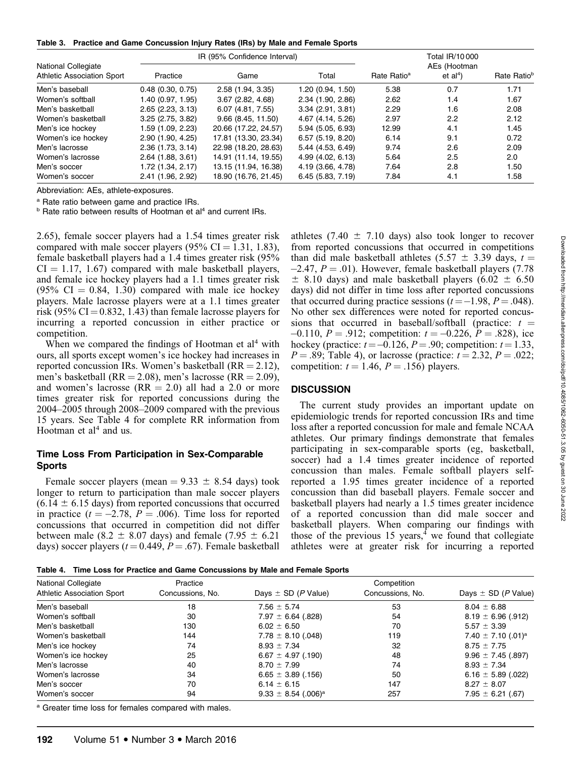**Table 3. Practice and Game Concussion Injury Rates (IRs) by Male and Female Sports**

| National Collegiate Athletic Association Sport | IR (95% Confidence Interval) | | | Rate Ratio[a] | Total IR/10 000 AEs (Hootman et al[4]) | Rate Ratio[b] |
|---|---|---|---|---|---|---|
| | Practice | Game | Total | | | |
| Men's baseball | 0.48 (0.30, 0.75) | 2.58 (1.94, 3.35) | 1.20 (0.94, 1.50) | 5.38 | 0.7 | 1.71 |
| Women's softball | 1.40 (0.97, 1.95) | 3.67 (2.82, 4.68) | 2.34 (1.90, 2.86) | 2.62 | 1.4 | 1.67 |
| Men's basketball | 2.65 (2.23, 3.13) | 6.07 (4.81, 7.55) | 3.34 (2.91, 3.81) | 2.29 | 1.6 | 2.08 |
| Women's basketball | 3.25 (2.75, 3.82) | 9.66 (8.45, 11.50) | 4.67 (4.14, 5.26) | 2.97 | 2.2 | 2.12 |
| Men's ice hockey | 1.59 (1.09, 2.23) | 20.66 (17.22, 24.57) | 5.94 (5.05, 6.93) | 12.99 | 4.1 | 1.45 |
| Women's ice hockey | 2.90 (1.90, 4.25) | 17.81 (13.30, 23.34) | 6.57 (5.19, 8.20) | 6.14 | 9.1 | 0.72 |
| Men's lacrosse | 2.36 (1.73, 3.14) | 22.98 (18.20, 28.63) | 5.44 (4.53, 6.49) | 9.74 | 2.6 | 2.09 |
| Women's lacrosse | 2.64 (1.88, 3.61) | 14.91 (11.14, 19.55) | 4.99 (4.02, 6.13) | 5.64 | 2.5 | 2.0 |
| Men's soccer | 1.72 (1.34, 2.17) | 13.15 (11.94, 16.38) | 4.19 (3.66, 4.78) | 7.64 | 2.8 | 1.50 |
| Women's soccer | 2.41 (1.96, 2.92) | 18.90 (16.76, 21.45) | 6.45 (5.83, 7.19) | 7.84 | 4.1 | 1.58 |

Abbreviation: AEs, athlete-exposures.

[a] Rate ratio between game and practice IRs.

[b] Rate ratio between results of Hootman et al[4] and current IRs.

2.65), female soccer players had a 1.54 times greater risk compared with male soccer players (95% CI = 1.31, 1.83), female basketball players had a 1.4 times greater risk (95% CI = 1.17, 1.67) compared with male basketball players, and female ice hockey players had a 1.1 times greater risk (95% CI = 0.84, 1.30) compared with male ice hockey players. Male lacrosse players were at a 1.1 times greater risk (95% CI = 0.832, 1.43) than female lacrosse players for incurring a reported concussion in either practice or competition.

When we compared the findings of Hootman et al[4] with ours, all sports except women's ice hockey had increases in reported concussion IRs. Women's basketball (RR = 2.12), men's basketball (RR = 2.08), men's lacrosse (RR = 2.09), and women's lacrosse (RR = 2.0) all had a 2.0 or more times greater risk for reported concussions during the 2004–2005 through 2008–2009 compared with the previous 15 years. See Table 4 for complete RR information from Hootman et al[4] and us.

### Time Loss From Participation in Sex-Comparable Sports

Female soccer players (mean = 9.33 ± 8.54 days) took longer to return to participation than male soccer players (6.14 ± 6.15 days) from reported concussions that occurred in practice ($t = -2.78$, $P = .006$). Time loss for reported concussions that occurred in competition did not differ between male (8.2 ± 8.07 days) and female (7.95 ± 6.21 days) soccer players ($t = 0.449$, $P = .67$). Female basketball athletes (7.40 ± 7.10 days) also took longer to recover from reported concussions that occurred in competitions than did male basketball athletes (5.57 ± 3.39 days, $t = -2.47$, $P = .01$). However, female basketball players (7.78 ± 8.10 days) and male basketball players (6.02 ± 6.50 days) did not differ in time loss after reported concussions that occurred during practice sessions ($t = -1.98$, $P = .048$). No other sex differences were noted for reported concussions that occurred in baseball/softball (practice: $t = -0.110$, $P = .912$; competition: $t = -0.226$, $P = .828$), ice hockey (practice: $t = -0.126$, $P = .90$; competition: $t = 1.33$, $P = .89$; Table 4), or lacrosse (practice: $t = 2.32$, $P = .022$; competition: $t = 1.46$, $P = .156$) players.

## DISCUSSION

The current study provides an important update on epidemiologic trends for reported concussion IRs and time loss after a reported concussion for male and female NCAA athletes. Our primary findings demonstrate that females participating in sex-comparable sports (eg, basketball, soccer) had a 1.4 times greater incidence of reported concussion than males. Female softball players self-reported a 1.95 times greater incidence of a reported concussion than did baseball players. Female soccer and basketball players had nearly a 1.5 times greater incidence of a reported concussion than did male soccer and basketball players. When comparing our findings with those of the previous 15 years,[4] we found that collegiate athletes were at greater risk for incurring a reported

**Table 4. Time Loss for Practice and Game Concussions by Male and Female Sports**

| National Collegiate Athletic Association Sport | Practice Concussions, No. | Days ± SD (*P* Value) | Competition Concussions, No. | Days ± SD (*P* Value) |
|---|---|---|---|---|
| Men's baseball | 18 | 7.56 ± 5.74 | 53 | 8.04 ± 6.88 |
| Women's softball | 30 | 7.97 ± 6.64 (.828) | 54 | 8.19 ± 6.96 (.912) |
| Men's basketball | 130 | 6.02 ± 6.50 | 70 | 5.57 ± 3.39 |
| Women's basketball | 144 | 7.78 ± 8.10 (.048) | 119 | 7.40 ± 7.10 (.01)[a] |
| Men's ice hockey | 74 | 8.93 ± 7.34 | 32 | 8.75 ± 7.75 |
| Women's ice hockey | 25 | 6.67 ± 4.97 (.190) | 48 | 9.96 ± 7.45 (.897) |
| Men's lacrosse | 40 | 8.70 ± 7.99 | 74 | 8.93 ± 7.34 |
| Women's lacrosse | 34 | 6.65 ± 3.89 (.156) | 50 | 6.16 ± 5.89 (.022) |
| Men's soccer | 70 | 6.14 ± 6.15 | 147 | 8.27 ± 8.07 |
| Women's soccer | 94 | 9.33 ± 8.54 (.006)[a] | 257 | 7.95 ± 6.21 (.67) |

[a] Greater time loss for females compared with males.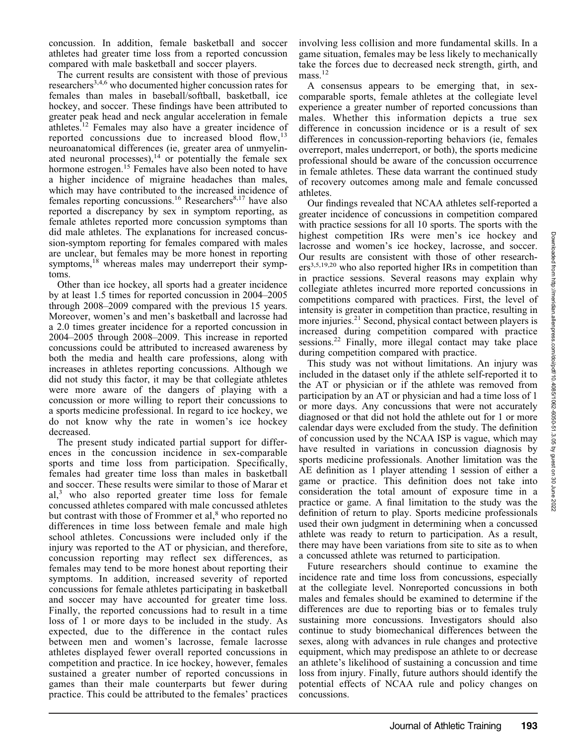concussion. In addition, female basketball and soccer athletes had greater time loss from a reported concussion compared with male basketball and soccer players.

The current results are consistent with those of previous researchers[3,4,6] who documented higher concussion rates for females than males in baseball/softball, basketball, ice hockey, and soccer. These findings have been attributed to greater peak head and neck angular acceleration in female athletes.[12] Females may also have a greater incidence of reported concussions due to increased blood flow,[13] neuroanatomical differences (ie, greater area of unmyelinated neuronal processes),[14] or potentially the female sex hormone estrogen.[15] Females have also been noted to have a higher incidence of migraine headaches than males, which may have contributed to the increased incidence of females reporting concussions.[16] Researchers[8,17] have also reported a discrepancy by sex in symptom reporting, as female athletes reported more concussion symptoms than did male athletes. The explanations for increased concussion-symptom reporting for females compared with males are unclear, but females may be more honest in reporting symptoms,[18] whereas males may underreport their symptoms.

Other than ice hockey, all sports had a greater incidence by at least 1.5 times for reported concussion in 2004–2005 through 2008–2009 compared with the previous 15 years. Moreover, women's and men's basketball and lacrosse had a 2.0 times greater incidence for a reported concussion in 2004–2005 through 2008–2009. This increase in reported concussions could be attributed to increased awareness by both the media and health care professions, along with increases in athletes reporting concussions. Although we did not study this factor, it may be that collegiate athletes were more aware of the dangers of playing with a concussion or more willing to report their concussions to a sports medicine professional. In regard to ice hockey, we do not know why the rate in women's ice hockey decreased.

The present study indicated partial support for differences in the concussion incidence in sex-comparable sports and time loss from participation. Specifically, females had greater time loss than males in basketball and soccer. These results were similar to those of Marar et al,[3] who also reported greater time loss for female concussed athletes compared with male concussed athletes but contrast with those of Frommer et al,[8] who reported no differences in time loss between female and male high school athletes. Concussions were included only if the injury was reported to the AT or physician, and therefore, concussion reporting may reflect sex differences, as females may tend to be more honest about reporting their symptoms. In addition, increased severity of reported concussions for female athletes participating in basketball and soccer may have accounted for greater time loss. Finally, the reported concussions had to result in a time loss of 1 or more days to be included in the study. As expected, due to the difference in the contact rules between men and women's lacrosse, female lacrosse athletes displayed fewer overall reported concussions in competition and practice. In ice hockey, however, females sustained a greater number of reported concussions in games than their male counterparts but fewer during practice. This could be attributed to the females' practices involving less collision and more fundamental skills. In a game situation, females may be less likely to mechanically take the forces due to decreased neck strength, girth, and mass.[12]

A consensus appears to be emerging that, in sex-comparable sports, female athletes at the collegiate level experience a greater number of reported concussions than males. Whether this information depicts a true sex difference in concussion incidence or is a result of sex differences in concussion-reporting behaviors (ie, females overreport, males underreport, or both), the sports medicine professional should be aware of the concussion occurrence in female athletes. These data warrant the continued study of recovery outcomes among male and female concussed athletes.

Our findings revealed that NCAA athletes self-reported a greater incidence of concussions in competition compared with practice sessions for all 10 sports. The sports with the highest competition IRs were men's ice hockey and lacrosse and women's ice hockey, lacrosse, and soccer. Our results are consistent with those of other researchers[3,5,19,20] who also reported higher IRs in competition than in practice sessions. Several reasons may explain why collegiate athletes incurred more reported concussions in competitions compared with practices. First, the level of intensity is greater in competition than practice, resulting in more injuries.[21] Second, physical contact between players is increased during competition compared with practice sessions.[22] Finally, more illegal contact may take place during competition compared with practice.

This study was not without limitations. An injury was included in the dataset only if the athlete self-reported it to the AT or physician or if the athlete was removed from participation by an AT or physician and had a time loss of 1 or more days. Any concussions that were not accurately diagnosed or that did not hold the athlete out for 1 or more calendar days were excluded from the study. The definition of concussion used by the NCAA ISP is vague, which may have resulted in variations in concussion diagnosis by sports medicine professionals. Another limitation was the AE definition as 1 player attending 1 session of either a game or practice. This definition does not take into consideration the total amount of exposure time in a practice or game. A final limitation to the study was the definition of return to play. Sports medicine professionals used their own judgment in determining when a concussed athlete was ready to return to participation. As a result, there may have been variations from site to site as to when a concussed athlete was returned to participation.

Future researchers should continue to examine the incidence rate and time loss from concussions, especially at the collegiate level. Nonreported concussions in both males and females should be examined to determine if the differences are due to reporting bias or to females truly sustaining more concussions. Investigators should also continue to study biomechanical differences between the sexes, along with advances in rule changes and protective equipment, which may predispose an athlete to or decrease an athlete's likelihood of sustaining a concussion and time loss from injury. Finally, future authors should identify the potential effects of NCAA rule and policy changes on concussions.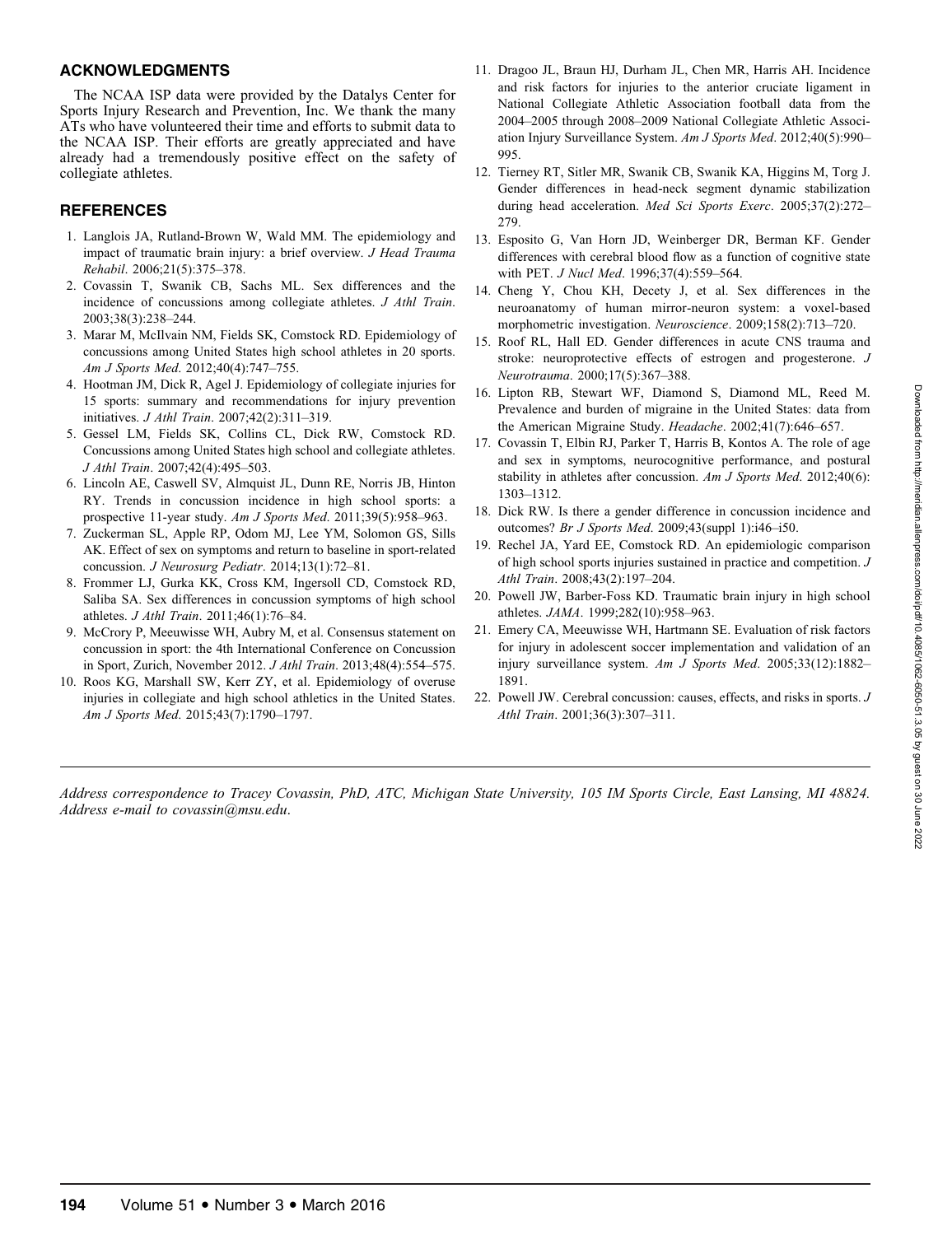## ACKNOWLEDGMENTS

The NCAA ISP data were provided by the Datalys Center for Sports Injury Research and Prevention, Inc. We thank the many ATs who have volunteered their time and efforts to submit data to the NCAA ISP. Their efforts are greatly appreciated and have already had a tremendously positive effect on the safety of collegiate athletes.

## REFERENCES

1. Langlois JA, Rutland-Brown W, Wald MM. The epidemiology and impact of traumatic brain injury: a brief overview. *J Head Trauma Rehabil*. 2006;21(5):375–378.
2. Covassin T, Swanik CB, Sachs ML. Sex differences and the incidence of concussions among collegiate athletes. *J Athl Train*. 2003;38(3):238–244.
3. Marar M, McIlvain NM, Fields SK, Comstock RD. Epidemiology of concussions among United States high school athletes in 20 sports. *Am J Sports Med*. 2012;40(4):747–755.
4. Hootman JM, Dick R, Agel J. Epidemiology of collegiate injuries for 15 sports: summary and recommendations for injury prevention initiatives. *J Athl Train*. 2007;42(2):311–319.
5. Gessel LM, Fields SK, Collins CL, Dick RW, Comstock RD. Concussions among United States high school and collegiate athletes. *J Athl Train*. 2007;42(4):495–503.
6. Lincoln AE, Caswell SV, Almquist JL, Dunn RE, Norris JB, Hinton RY. Trends in concussion incidence in high school sports: a prospective 11-year study. *Am J Sports Med*. 2011;39(5):958–963.
7. Zuckerman SL, Apple RP, Odom MJ, Lee YM, Solomon GS, Sills AK. Effect of sex on symptoms and return to baseline in sport-related concussion. *J Neurosurg Pediatr*. 2014;13(1):72–81.
8. Frommer LJ, Gurka KK, Cross KM, Ingersoll CD, Comstock RD, Saliba SA. Sex differences in concussion symptoms of high school athletes. *J Athl Train*. 2011;46(1):76–84.
9. McCrory P, Meeuwisse WH, Aubry M, et al. Consensus statement on concussion in sport: the 4th International Conference on Concussion in Sport, Zurich, November 2012. *J Athl Train*. 2013;48(4):554–575.
10. Roos KG, Marshall SW, Kerr ZY, et al. Epidemiology of overuse injuries in collegiate and high school athletics in the United States. *Am J Sports Med*. 2015;43(7):1790–1797.
11. Dragoo JL, Braun HJ, Durham JL, Chen MR, Harris AH. Incidence and risk factors for injuries to the anterior cruciate ligament in National Collegiate Athletic Association football data from the 2004–2005 through 2008–2009 National Collegiate Athletic Association Injury Surveillance System. *Am J Sports Med*. 2012;40(5):990–995.
12. Tierney RT, Sitler MR, Swanik CB, Swanik KA, Higgins M, Torg J. Gender differences in head-neck segment dynamic stabilization during head acceleration. *Med Sci Sports Exerc*. 2005;37(2):272–279.
13. Esposito G, Van Horn JD, Weinberger DR, Berman KF. Gender differences with cerebral blood flow as a function of cognitive state with PET. *J Nucl Med*. 1996;37(4):559–564.
14. Cheng Y, Chou KH, Decety J, et al. Sex differences in the neuroanatomy of human mirror-neuron system: a voxel-based morphometric investigation. *Neuroscience*. 2009;158(2):713–720.
15. Roof RL, Hall ED. Gender differences in acute CNS trauma and stroke: neuroprotective effects of estrogen and progesterone. *J Neurotrauma*. 2000;17(5):367–388.
16. Lipton RB, Stewart WF, Diamond S, Diamond ML, Reed M. Prevalence and burden of migraine in the United States: data from the American Migraine Study. *Headache*. 2002;41(7):646–657.
17. Covassin T, Elbin RJ, Parker T, Harris B, Kontos A. The role of age and sex in symptoms, neurocognitive performance, and postural stability in athletes after concussion. *Am J Sports Med*. 2012;40(6):1303–1312.
18. Dick RW. Is there a gender difference in concussion incidence and outcomes? *Br J Sports Med*. 2009;43(suppl 1):i46–i50.
19. Rechel JA, Yard EE, Comstock RD. An epidemiologic comparison of high school sports injuries sustained in practice and competition. *J Athl Train*. 2008;43(2):197–204.
20. Powell JW, Barber-Foss KD. Traumatic brain injury in high school athletes. *JAMA*. 1999;282(10):958–963.
21. Emery CA, Meeuwisse WH, Hartmann SE. Evaluation of risk factors for injury in adolescent soccer implementation and validation of an injury surveillance system. *Am J Sports Med*. 2005;33(12):1882–1891.
22. Powell JW. Cerebral concussion: causes, effects, and risks in sports. *J Athl Train*. 2001;36(3):307–311.

---

*Address correspondence to Tracey Covassin, PhD, ATC, Michigan State University, 105 IM Sports Circle, East Lansing, MI 48824. Address e-mail to covassin@msu.edu.*